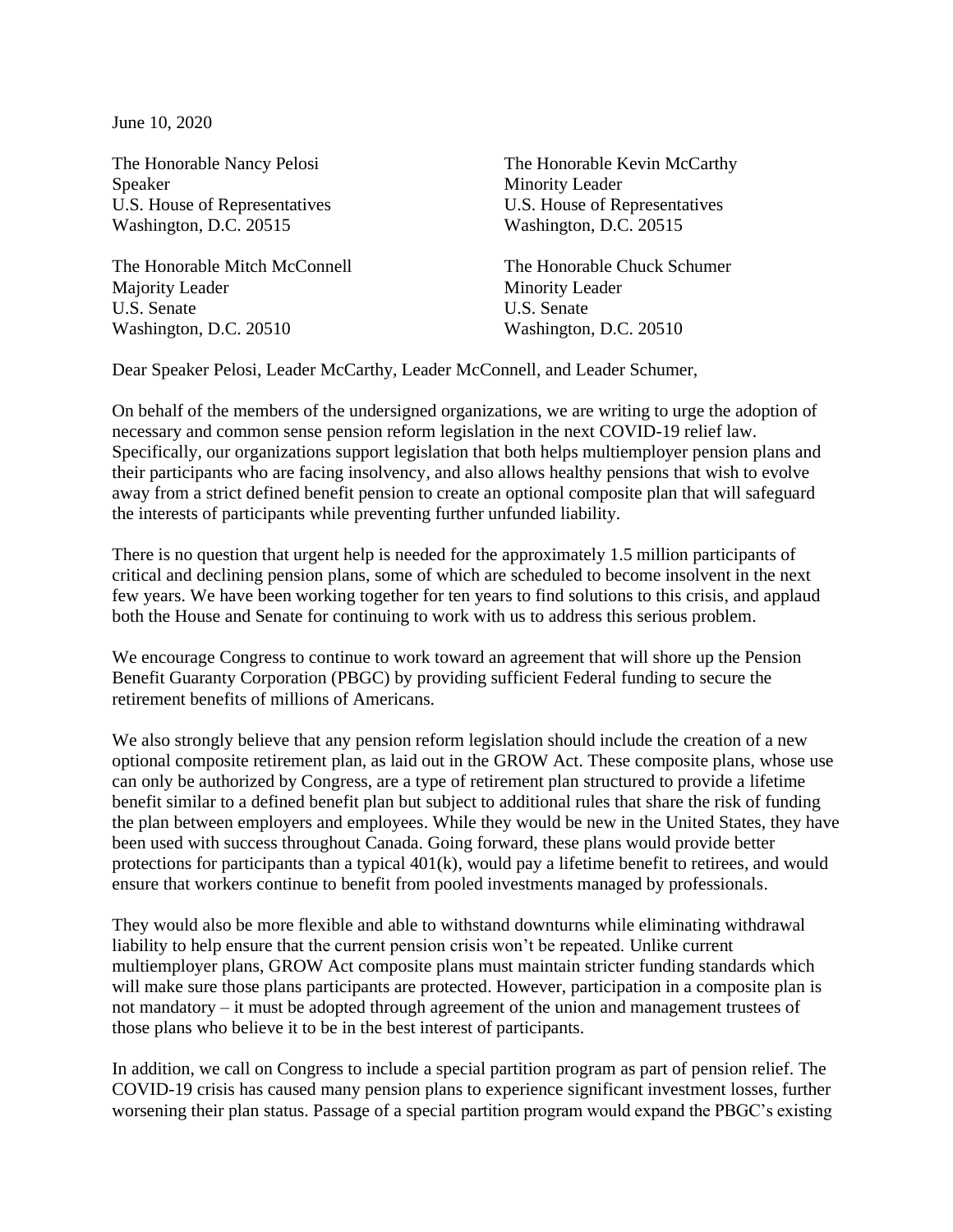June 10, 2020

The Honorable Nancy Pelosi
Speaker
U.S. House of Representatives
Washington, D.C. 20515

The Honorable Kevin McCarthy
Minority Leader
U.S. House of Representatives
Washington, D.C. 20515

The Honorable Mitch McConnell
Majority Leader
U.S. Senate
Washington, D.C. 20510

The Honorable Chuck Schumer
Minority Leader
U.S. Senate
Washington, D.C. 20510

Dear Speaker Pelosi, Leader McCarthy, Leader McConnell, and Leader Schumer,

On behalf of the members of the undersigned organizations, we are writing to urge the adoption of necessary and common sense pension reform legislation in the next COVID-19 relief law. Specifically, our organizations support legislation that both helps multiemployer pension plans and their participants who are facing insolvency, and also allows healthy pensions that wish to evolve away from a strict defined benefit pension to create an optional composite plan that will safeguard the interests of participants while preventing further unfunded liability.

There is no question that urgent help is needed for the approximately 1.5 million participants of critical and declining pension plans, some of which are scheduled to become insolvent in the next few years. We have been working together for ten years to find solutions to this crisis, and applaud both the House and Senate for continuing to work with us to address this serious problem.

We encourage Congress to continue to work toward an agreement that will shore up the Pension Benefit Guaranty Corporation (PBGC) by providing sufficient Federal funding to secure the retirement benefits of millions of Americans.

We also strongly believe that any pension reform legislation should include the creation of a new optional composite retirement plan, as laid out in the GROW Act. These composite plans, whose use can only be authorized by Congress, are a type of retirement plan structured to provide a lifetime benefit similar to a defined benefit plan but subject to additional rules that share the risk of funding the plan between employers and employees. While they would be new in the United States, they have been used with success throughout Canada. Going forward, these plans would provide better protections for participants than a typical 401(k), would pay a lifetime benefit to retirees, and would ensure that workers continue to benefit from pooled investments managed by professionals.

They would also be more flexible and able to withstand downturns while eliminating withdrawal liability to help ensure that the current pension crisis won't be repeated. Unlike current multiemployer plans, GROW Act composite plans must maintain stricter funding standards which will make sure those plans participants are protected. However, participation in a composite plan is not mandatory – it must be adopted through agreement of the union and management trustees of those plans who believe it to be in the best interest of participants.

In addition, we call on Congress to include a special partition program as part of pension relief. The COVID-19 crisis has caused many pension plans to experience significant investment losses, further worsening their plan status. Passage of a special partition program would expand the PBGC's existing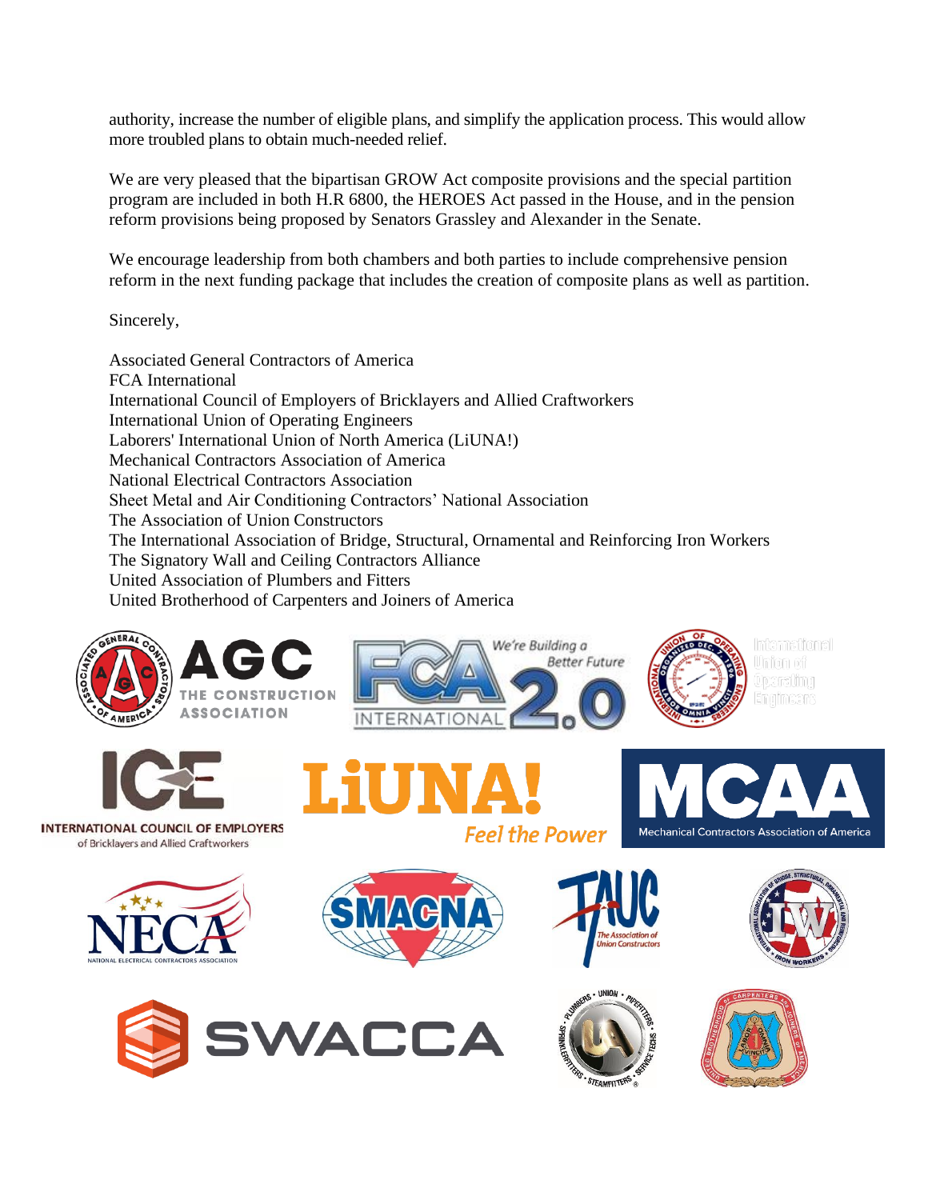authority, increase the number of eligible plans, and simplify the application process. This would allow more troubled plans to obtain much-needed relief.

We are very pleased that the bipartisan GROW Act composite provisions and the special partition program are included in both H.R 6800, the HEROES Act passed in the House, and in the pension reform provisions being proposed by Senators Grassley and Alexander in the Senate.

We encourage leadership from both chambers and both parties to include comprehensive pension reform in the next funding package that includes the creation of composite plans as well as partition.

Sincerely,

Associated General Contractors of America
FCA International
International Council of Employers of Bricklayers and Allied Craftworkers
International Union of Operating Engineers
Laborers' International Union of North America (LiUNA!)
Mechanical Contractors Association of America
National Electrical Contractors Association
Sheet Metal and Air Conditioning Contractors' National Association
The Association of Union Constructors
The International Association of Bridge, Structural, Ornamental and Reinforcing Iron Workers
The Signatory Wall and Ceiling Contractors Alliance
United Association of Plumbers and Fitters
United Brotherhood of Carpenters and Joiners of America